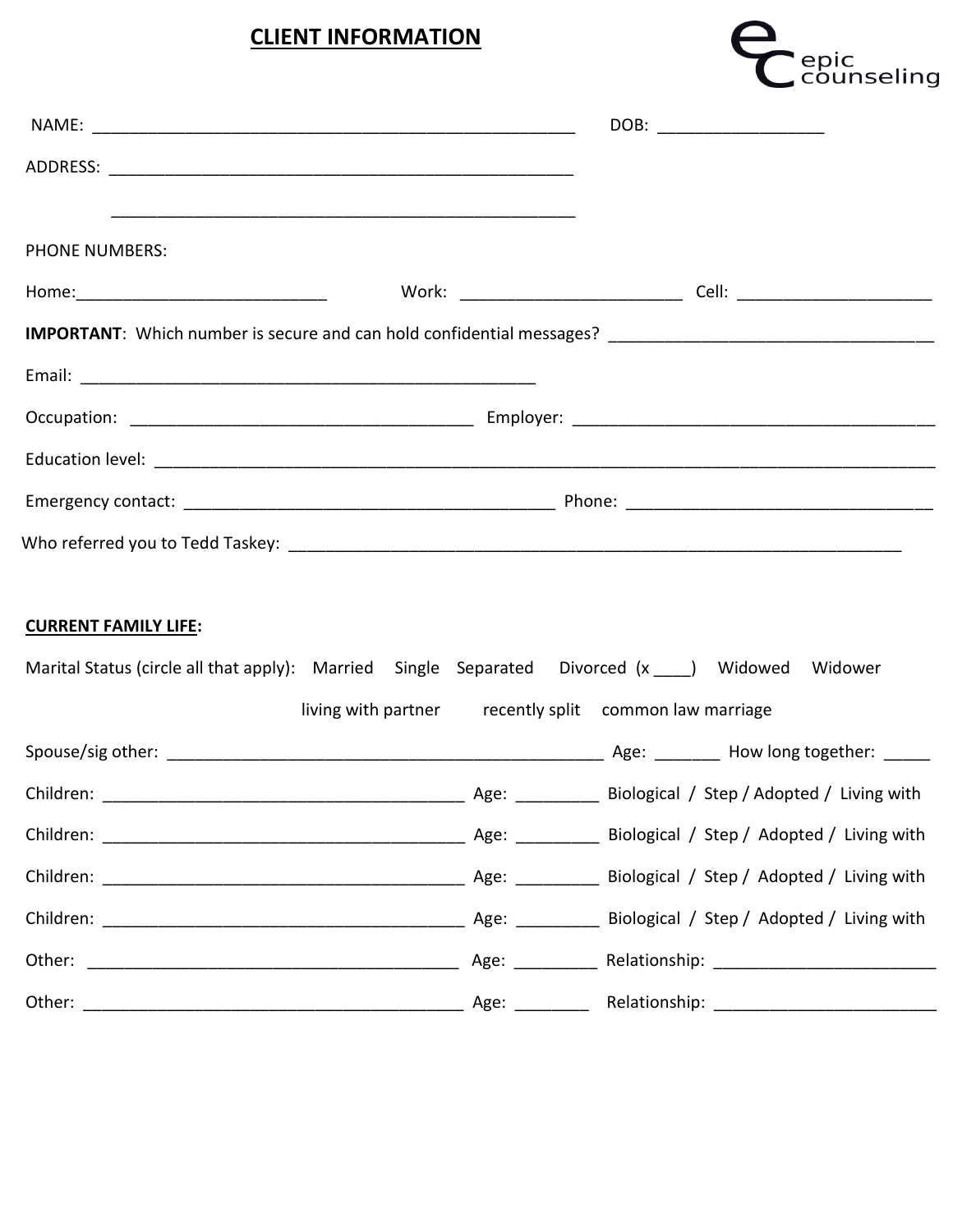## CLIENT INFORMATION

epic counseling

NAME: ____________________________________________________ DOB: _________________

ADDRESS: ___________________________________________________

___________________________________________________

PHONE NUMBERS:

Home:___________________________ Work: ________________________ Cell: _____________________

**IMPORTANT**: Which number is secure and can hold confidential messages? ___________________________________

Email: __________________________________________________

Occupation: _____________________________________ Employer: ________________________________________

Education level: ________________________________________________________________________________________

Emergency contact: _________________________________________ Phone: __________________________________

Who referred you to Tedd Taskey: ___________________________________________________________________

**CURRENT FAMILY LIFE:**

Marital Status (circle all that apply): Married Single Separated Divorced (x ____) Widowed Widower

living with partner recently split common law marriage

Spouse/sig other: _________________________________________________ Age: _______ How long together: _____

Children: ________________________________________ Age: _________ Biological / Step / Adopted / Living with

Children: ________________________________________ Age: _________ Biological / Step / Adopted / Living with

Children: ________________________________________ Age: _________ Biological / Step / Adopted / Living with

Children: ________________________________________ Age: _________ Biological / Step / Adopted / Living with

Other: _________________________________________ Age: _________ Relationship: _________________________

Other: __________________________________________ Age: ________ Relationship: _________________________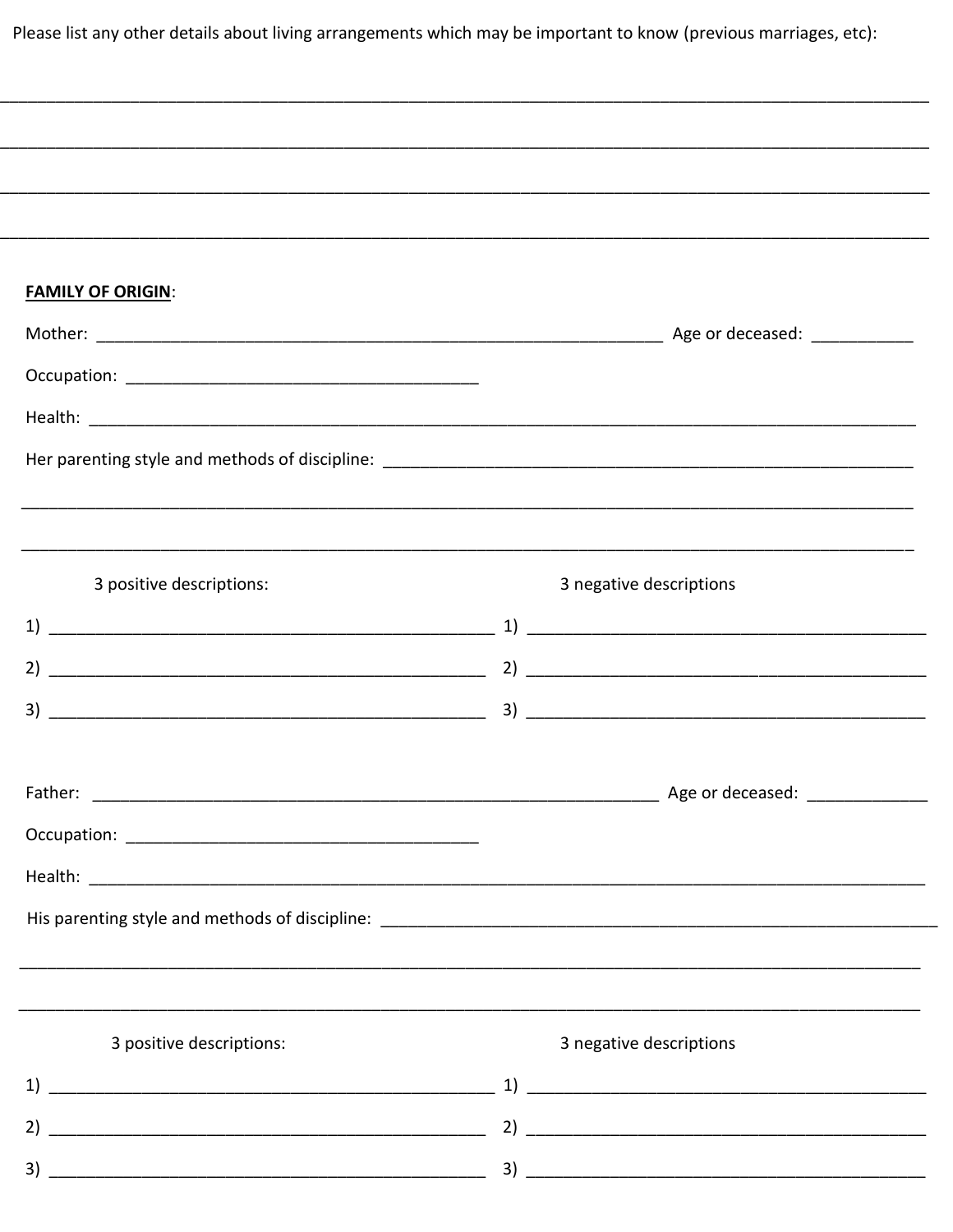Please list any other details about living arrangements which may be important to know (previous marriages, etc):

______________________________________________________________________________

______________________________________________________________________________

______________________________________________________________________________

______________________________________________________________________________

**<u>FAMILY OF ORIGIN</u>**:

Mother: ________________________________________________ Age or deceased: __________

Occupation: ______________________________

Health: ______________________________________________________________________

Her parenting style and methods of discipline: ____________________________________________

______________________________________________________________________________

______________________________________________________________________________

| 3 positive descriptions: | 3 negative descriptions |
|---|---|
| 1) ______________________________ | 1) ______________________________ |
| 2) ______________________________ | 2) ______________________________ |
| 3) ______________________________ | 3) ______________________________ |

Father: ________________________________________________ Age or deceased: __________

Occupation: ______________________________

Health: ______________________________________________________________________

His parenting style and methods of discipline: ____________________________________________

______________________________________________________________________________

______________________________________________________________________________

| 3 positive descriptions: | 3 negative descriptions |
|---|---|
| 1) ______________________________ | 1) ______________________________ |
| 2) ______________________________ | 2) ______________________________ |
| 3) ______________________________ | 3) ______________________________ |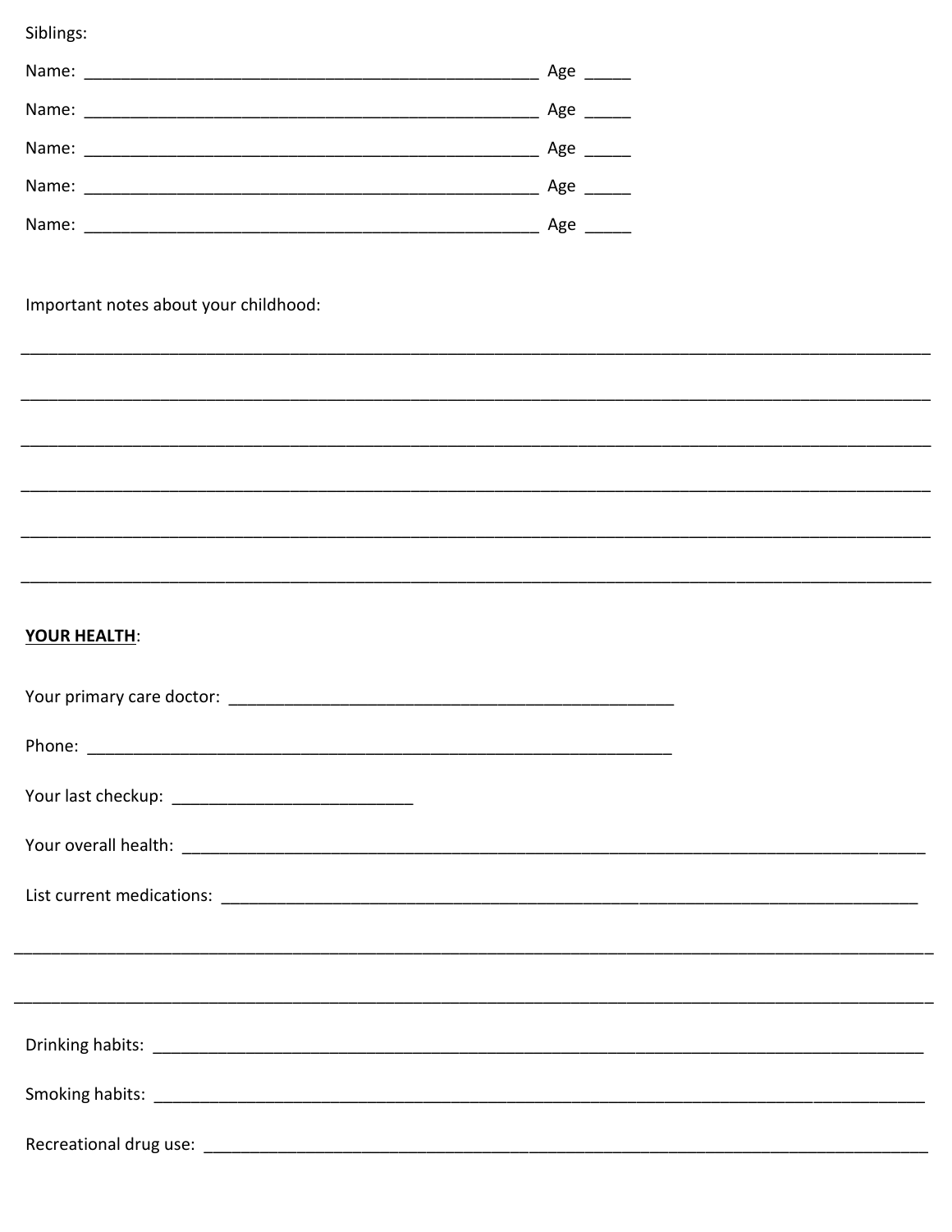Siblings:

Name: ______________________________________________ Age _____

Name: ______________________________________________ Age _____

Name: ______________________________________________ Age _____

Name: ______________________________________________ Age _____

Name: ______________________________________________ Age _____

Important notes about your childhood:

______________________________________________________________________________

______________________________________________________________________________

______________________________________________________________________________

______________________________________________________________________________

______________________________________________________________________________

______________________________________________________________________________

**<u>YOUR HEALTH</u>**:

Your primary care doctor: ______________________________________________

Phone: ____________________________________________________________

Your last checkup: __________________________

Your overall health: ______________________________________________________________________

List current medications: __________________________________________________________________

______________________________________________________________________________

______________________________________________________________________________

Drinking habits: _________________________________________________________________________

Smoking habits: _________________________________________________________________________

Recreational drug use: ____________________________________________________________________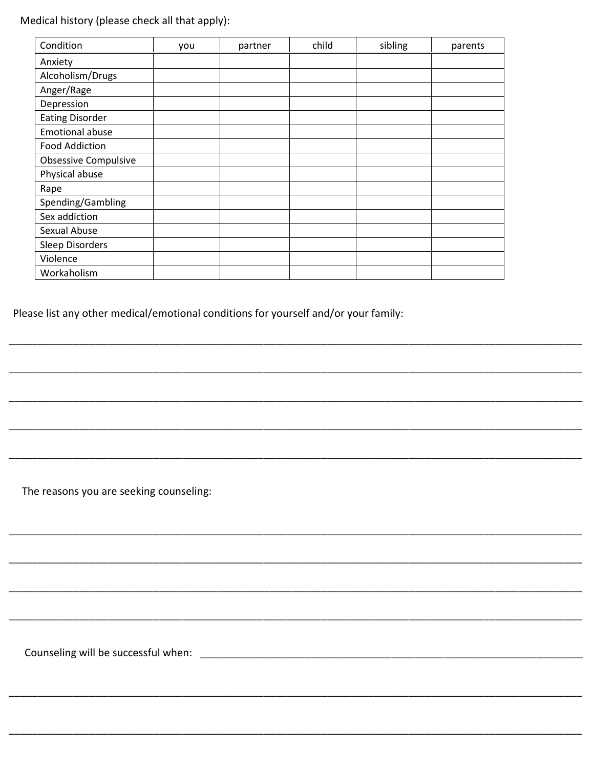Medical history (please check all that apply):

| Condition | you | partner | child | sibling | parents |
|---|---|---|---|---|---|
| Anxiety | | | | | |
| Alcoholism/Drugs | | | | | |
| Anger/Rage | | | | | |
| Depression | | | | | |
| Eating Disorder | | | | | |
| Emotional abuse | | | | | |
| Food Addiction | | | | | |
| Obsessive Compulsive | | | | | |
| Physical abuse | | | | | |
| Rape | | | | | |
| Spending/Gambling | | | | | |
| Sex addiction | | | | | |
| Sexual Abuse | | | | | |
| Sleep Disorders | | | | | |
| Violence | | | | | |
| Workaholism | | | | | |

Please list any other medical/emotional conditions for yourself and/or your family:

______________________________________________________________________________

______________________________________________________________________________

______________________________________________________________________________

______________________________________________________________________________

______________________________________________________________________________

The reasons you are seeking counseling:

______________________________________________________________________________

______________________________________________________________________________

______________________________________________________________________________

______________________________________________________________________________

Counseling will be successful when: ____________________________________________

______________________________________________________________________________

______________________________________________________________________________